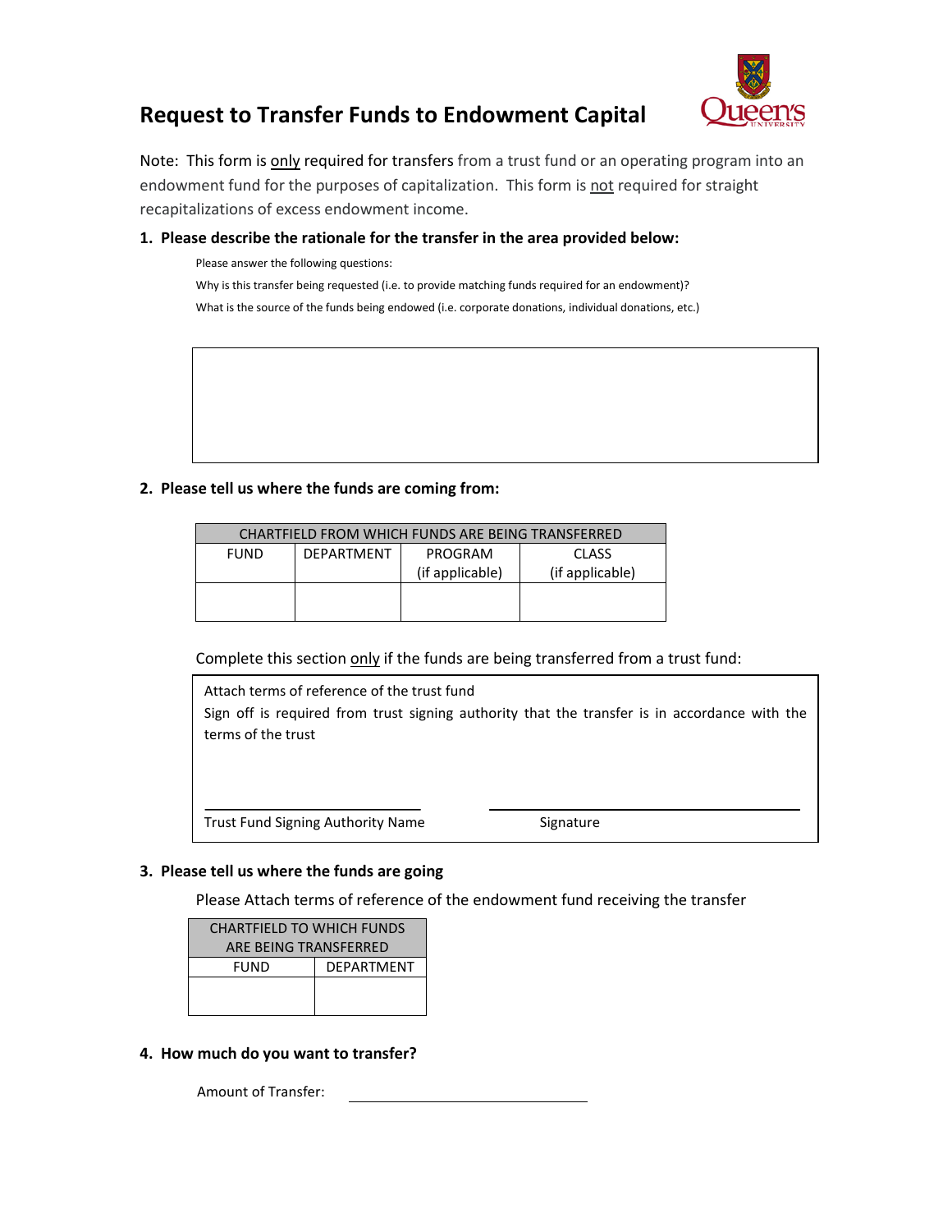# Request to Transfer Funds to Endowment Capital

Note: This form is only required for transfers from a trust fund or an operating program into an endowment fund for the purposes of capitalization. This form is not required for straight recapitalizations of excess endowment income.

**1. Please describe the rationale for the transfer in the area provided below:**

Please answer the following questions:

Why is this transfer being requested (i.e. to provide matching funds required for an endowment)?

What is the source of the funds being endowed (i.e. corporate donations, individual donations, etc.)

**2. Please tell us where the funds are coming from:**

| CHARTFIELD FROM WHICH FUNDS ARE BEING TRANSFERRED | | | |
|---|---|---|---|
| FUND | DEPARTMENT | PROGRAM (if applicable) | CLASS (if applicable) |
| | | | |

Complete this section only if the funds are being transferred from a trust fund:

Attach terms of reference of the trust fund

Sign off is required from trust signing authority that the transfer is in accordance with the terms of the trust

Trust Fund Signing Authority Name ______________________ Signature ______________________

**3. Please tell us where the funds are going**

Please Attach terms of reference of the endowment fund receiving the transfer

| CHARTFIELD TO WHICH FUNDS ARE BEING TRANSFERRED | |
|---|---|
| FUND | DEPARTMENT |
| | |

**4. How much do you want to transfer?**

Amount of Transfer: ______________________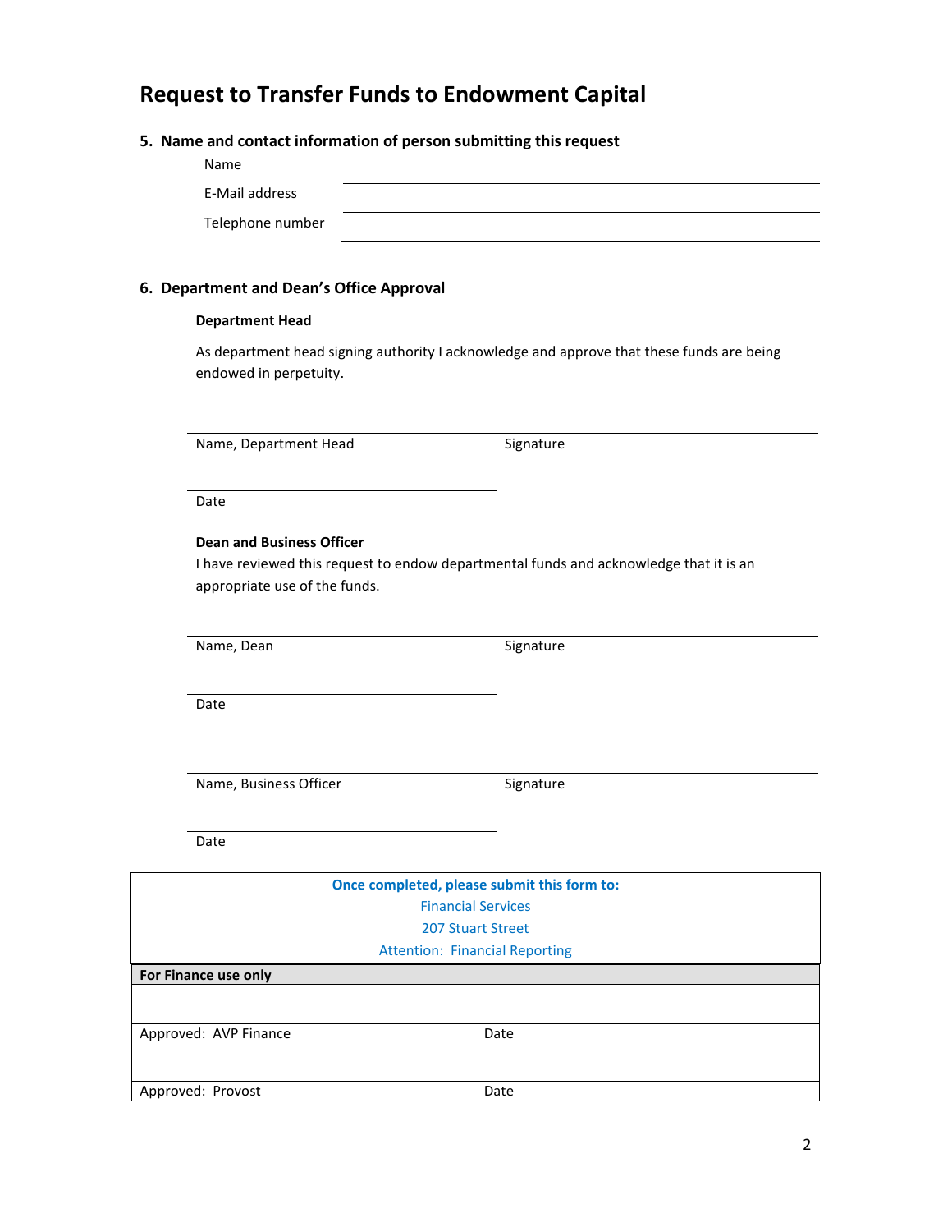# Request to Transfer Funds to Endowment Capital

**5. Name and contact information of person submitting this request**

Name ______________________________

E-Mail address ______________________________

Telephone number ______________________________

**6. Department and Dean's Office Approval**

**Department Head**

As department head signing authority I acknowledge and approve that these funds are being endowed in perpetuity.

Name, Department Head ______________________________ Signature ______________________________

Date ______________________________

**Dean and Business Officer**

I have reviewed this request to endow departmental funds and acknowledge that it is an appropriate use of the funds.

Name, Dean ______________________________ Signature ______________________________

Date ______________________________

Name, Business Officer ______________________________ Signature ______________________________

Date ______________________________

**Once completed, please submit this form to:**
Financial Services
207 Stuart Street
Attention: Financial Reporting

| **For Finance use only** | |
|---|---|
| Approved: AVP Finance | Date |
| Approved: Provost | Date |